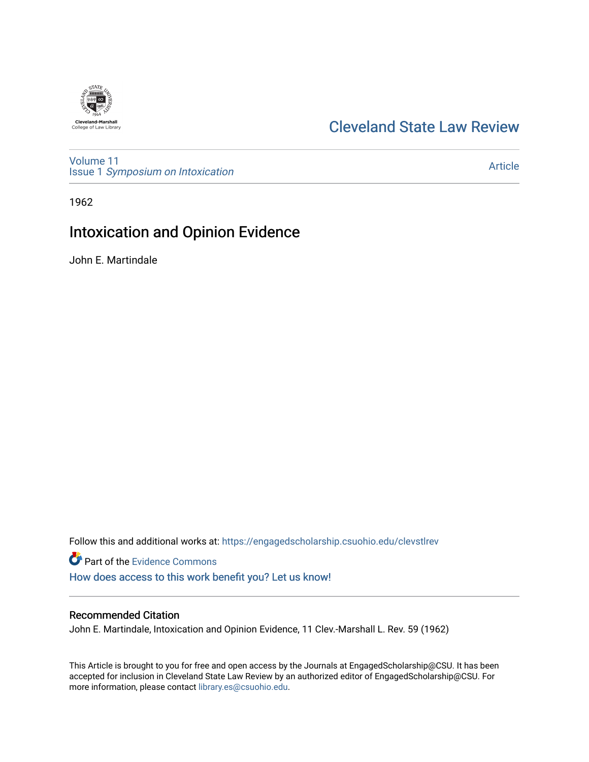Cleveland State Law Review

Volume 11
Issue 1 *Symposium on Intoxication*

Article

1962

# Intoxication and Opinion Evidence

John E. Martindale

Follow this and additional works at: https://engagedscholarship.csuohio.edu/clevstlrev

Part of the Evidence Commons

How does access to this work benefit you? Let us know!

## Recommended Citation

John E. Martindale, Intoxication and Opinion Evidence, 11 Clev.-Marshall L. Rev. 59 (1962)

This Article is brought to you for free and open access by the Journals at EngagedScholarship@CSU. It has been accepted for inclusion in Cleveland State Law Review by an authorized editor of EngagedScholarship@CSU. For more information, please contact library.es@csuohio.edu.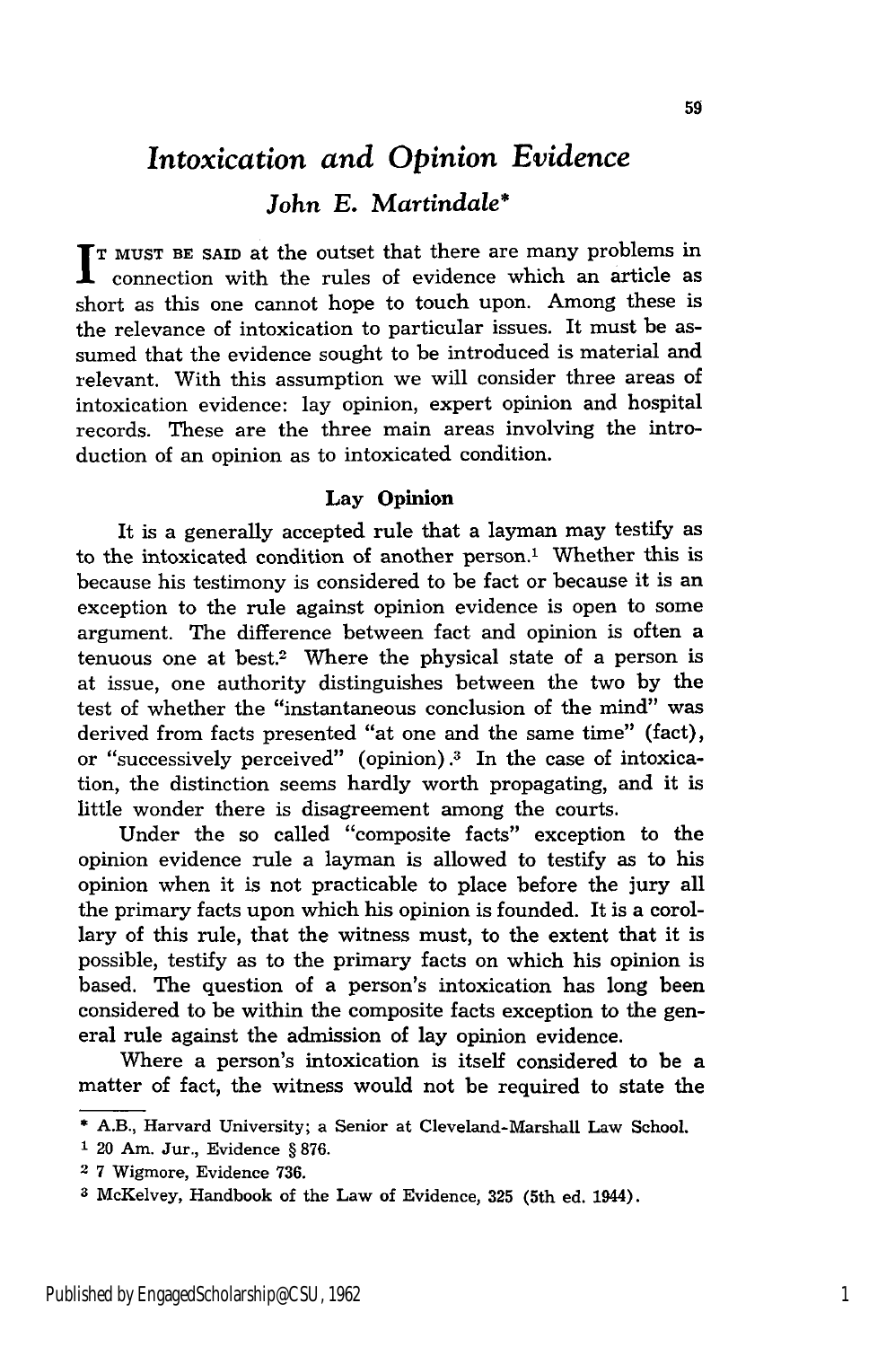# *Intoxication and Opinion Evidence*

### *John E. Martindale**

IT MUST BE SAID at the outset that there are many problems in connection with the rules of evidence which an article as short as this one cannot hope to touch upon. Among these is the relevance of intoxication to particular issues. It must be assumed that the evidence sought to be introduced is material and relevant. With this assumption we will consider three areas of intoxication evidence: lay opinion, expert opinion and hospital records. These are the three main areas involving the introduction of an opinion as to intoxicated condition.

## Lay Opinion

It is a generally accepted rule that a layman may testify as to the intoxicated condition of another person.[1] Whether this is because his testimony is considered to be fact or because it is an exception to the rule against opinion evidence is open to some argument. The difference between fact and opinion is often a tenuous one at best.[2] Where the physical state of a person is at issue, one authority distinguishes between the two by the test of whether the "instantaneous conclusion of the mind" was derived from facts presented "at one and the same time" (fact), or "successively perceived" (opinion).[3] In the case of intoxication, the distinction seems hardly worth propagating, and it is little wonder there is disagreement among the courts.

Under the so called "composite facts" exception to the opinion evidence rule a layman is allowed to testify as to his opinion when it is not practicable to place before the jury all the primary facts upon which his opinion is founded. It is a corollary of this rule, that the witness must, to the extent that it is possible, testify as to the primary facts on which his opinion is based. The question of a person's intoxication has long been considered to be within the composite facts exception to the general rule against the admission of lay opinion evidence.

Where a person's intoxication is itself considered to be a matter of fact, the witness would not be required to state the

---

* A.B., Harvard University; a Senior at Cleveland-Marshall Law School.

1 20 Am. Jur., Evidence § 876.

2 7 Wigmore, Evidence 736.

3 McKelvey, Handbook of the Law of Evidence, 325 (5th ed. 1944).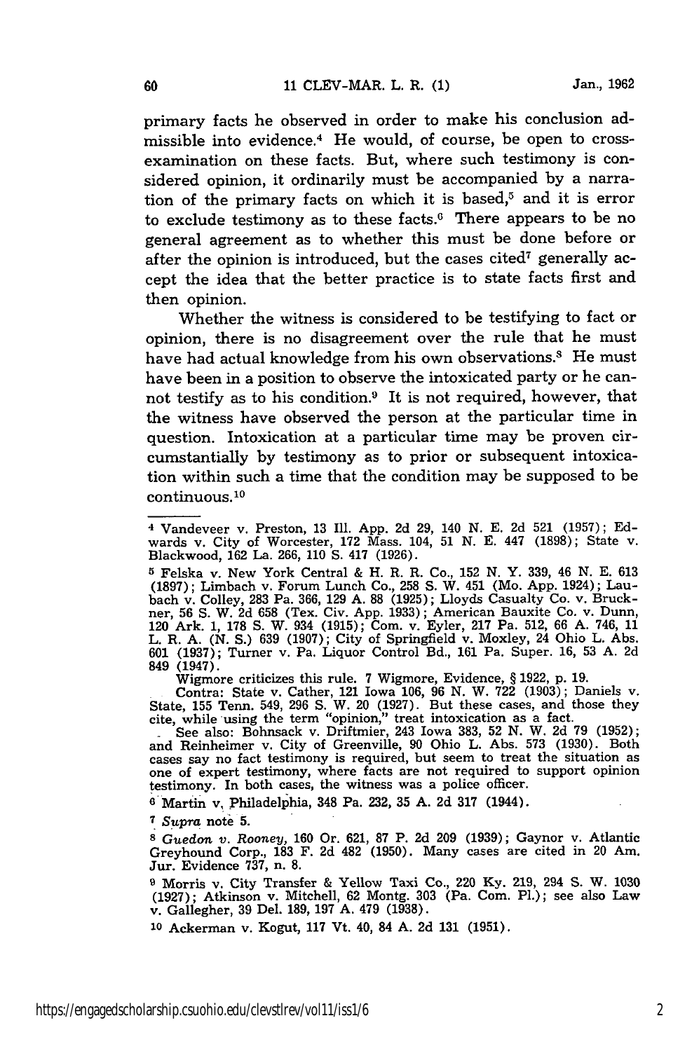primary facts he observed in order to make his conclusion admissible into evidence.[4] He would, of course, be open to cross-examination on these facts. But, where such testimony is considered opinion, it ordinarily must be accompanied by a narration of the primary facts on which it is based,[5] and it is error to exclude testimony as to these facts.[6] There appears to be no general agreement as to whether this must be done before or after the opinion is introduced, but the cases cited[7] generally accept the idea that the better practice is to state facts first and then opinion.

Whether the witness is considered to be testifying to fact or opinion, there is no disagreement over the rule that he must have had actual knowledge from his own observations.[8] He must have been in a position to observe the intoxicated party or he cannot testify as to his condition.[9] It is not required, however, that the witness have observed the person at the particular time in question. Intoxication at a particular time may be proven circumstantially by testimony as to prior or subsequent intoxication within such a time that the condition may be supposed to be continuous.[10]

---

[4] Vandeveer v. Preston, 13 Ill. App. 2d 29, 140 N. E. 2d 521 (1957); Edwards v. City of Worcester, 172 Mass. 104, 51 N. E. 447 (1898); State v. Blackwood, 162 La. 266, 110 S. 417 (1926).

[5] Felska v. New York Central & H. R. R. Co., 152 N. Y. 339, 46 N. E. 613 (1897); Limbach v. Forum Lunch Co., 258 S. W. 451 (Mo. App. 1924); Laubach v. Colley, 283 Pa. 366, 129 A. 88 (1925); Lloyds Casualty Co. v. Bruckner, 56 S. W. 2d 658 (Tex. Civ. App. 1933); American Bauxite Co. v. Dunn, 120 Ark. 1, 178 S. W. 934 (1915); Com. v. Eyler, 217 Pa. 512, 66 A. 746, 11 L. R. A. (N. S.) 639 (1907); City of Springfield v. Moxley, 24 Ohio L. Abs. 601 (1937); Turner v. Pa. Liquor Control Bd., 161 Pa. Super. 16, 53 A. 2d 849 (1947).

Wigmore criticizes this rule. 7 Wigmore, Evidence, § 1922, p. 19.

Contra: State v. Cather, 121 Iowa 106, 96 N. W. 722 (1903); Daniels v. State, 155 Tenn. 549, 296 S. W. 20 (1927). But these cases, and those they cite, while using the term "opinion," treat intoxication as a fact.

See also: Bohnsack v. Driftmier, 243 Iowa 383, 52 N. W. 2d 79 (1952); and Reinheimer v. City of Greenville, 90 Ohio L. Abs. 573 (1930). Both cases say no fact testimony is required, but seem to treat the situation as one of expert testimony, where facts are not required to support opinion testimony. In both cases, the witness was a police officer.

[6] Martin v. Philadelphia, 348 Pa. 232, 35 A. 2d 317 (1944).

[7] *Supra* note 5.

[8] *Guedon v. Rooney*, 160 Or. 621, 87 P. 2d 209 (1939); Gaynor v. Atlantic Greyhound Corp., 183 F. 2d 482 (1950). Many cases are cited in 20 Am. Jur. Evidence 737, n. 8.

[9] Morris v. City Transfer & Yellow Taxi Co., 220 Ky. 219, 294 S. W. 1030 (1927); Atkinson v. Mitchell, 62 Montg. 303 (Pa. Com. Pl.); see also Law v. Gallegher, 39 Del. 189, 197 A. 479 (1938).

[10] Ackerman v. Kogut, 117 Vt. 40, 84 A. 2d 131 (1951).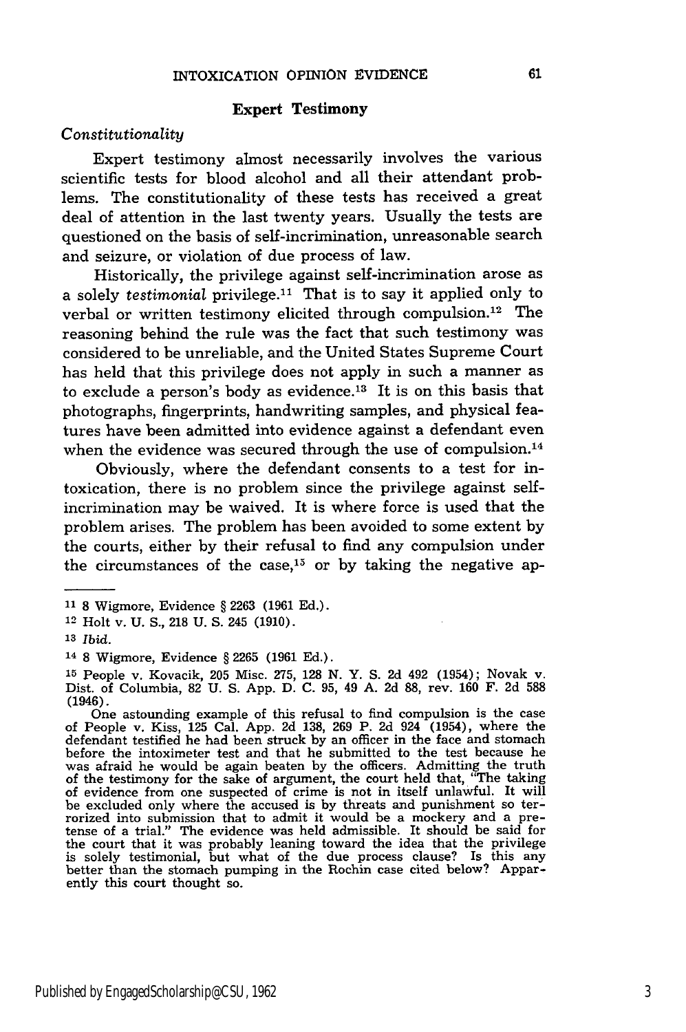## Expert Testimony

### *Constitutionality*

Expert testimony almost necessarily involves the various scientific tests for blood alcohol and all their attendant problems. The constitutionality of these tests has received a great deal of attention in the last twenty years. Usually the tests are questioned on the basis of self-incrimination, unreasonable search and seizure, or violation of due process of law.

Historically, the privilege against self-incrimination arose as a solely *testimonial* privilege.[11] That is to say it applied only to verbal or written testimony elicited through compulsion.[12] The reasoning behind the rule was the fact that such testimony was considered to be unreliable, and the United States Supreme Court has held that this privilege does not apply in such a manner as to exclude a person's body as evidence.[13] It is on this basis that photographs, fingerprints, handwriting samples, and physical features have been admitted into evidence against a defendant even when the evidence was secured through the use of compulsion.[14]

Obviously, where the defendant consents to a test for intoxication, there is no problem since the privilege against self-incrimination may be waived. It is where force is used that the problem arises. The problem has been avoided to some extent by the courts, either by their refusal to find any compulsion under the circumstances of the case,[15] or by taking the negative ap-

---

[11] 8 Wigmore, Evidence § 2263 (1961 Ed.).

[12] Holt v. U. S., 218 U. S. 245 (1910).

[13] *Ibid.*

[14] 8 Wigmore, Evidence § 2265 (1961 Ed.).

[15] People v. Kovacik, 205 Misc. 275, 128 N. Y. S. 2d 492 (1954); Novak v. Dist. of Columbia, 82 U. S. App. D. C. 95, 49 A. 2d 88, rev. 160 F. 2d 588 (1946).

One astounding example of this refusal to find compulsion is the case of People v. Kiss, 125 Cal. App. 2d 138, 269 P. 2d 924 (1954), where the defendant testified he had been struck by an officer in the face and stomach before the intoximeter test and that he submitted to the test because he was afraid he would be again beaten by the officers. Admitting the truth of the testimony for the sake of argument, the court held that, "The taking of evidence from one suspected of crime is not in itself unlawful. It will be excluded only where the accused is by threats and punishment so terrorized into submission that to admit it would be a mockery and a pretense of a trial." The evidence was held admissible. It should be said for the court that it was probably leaning toward the idea that the privilege is solely testimonial, but what of the due process clause? Is this any better than the stomach pumping in the Rochin case cited below? Apparently this court thought so.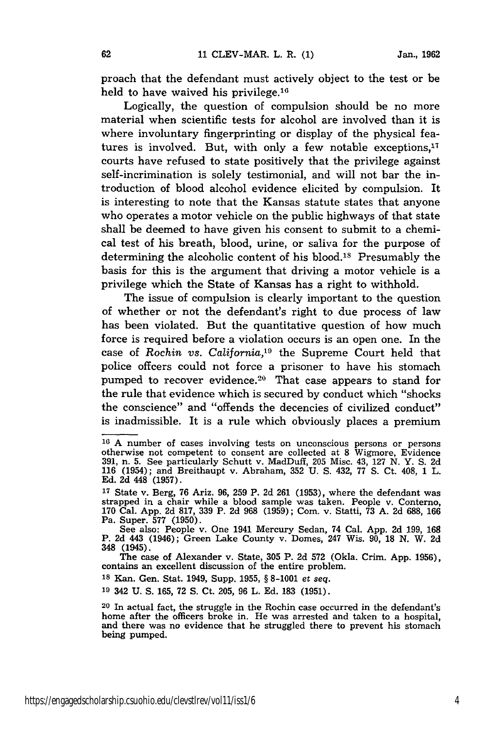proach that the defendant must actively object to the test or be held to have waived his privilege.[16]

Logically, the question of compulsion should be no more material when scientific tests for alcohol are involved than it is where involuntary fingerprinting or display of the physical features is involved. But, with only a few notable exceptions,[17] courts have refused to state positively that the privilege against self-incrimination is solely testimonial, and will not bar the introduction of blood alcohol evidence elicited by compulsion. It is interesting to note that the Kansas statute states that anyone who operates a motor vehicle on the public highways of that state shall be deemed to have given his consent to submit to a chemical test of his breath, blood, urine, or saliva for the purpose of determining the alcoholic content of his blood.[18] Presumably the basis for this is the argument that driving a motor vehicle is a privilege which the State of Kansas has a right to withhold.

The issue of compulsion is clearly important to the question of whether or not the defendant's right to due process of law has been violated. But the quantitative question of how much force is required before a violation occurs is an open one. In the case of *Rochin vs. California*,[19] the Supreme Court held that police offcers could not force a prisoner to have his stomach pumped to recover evidence.[20] That case appears to stand for the rule that evidence which is secured by conduct which "shocks the conscience" and "offends the decencies of civilized conduct" is inadmissible. It is a rule which obviously places a premium

---

[16] A number of cases involving tests on unconscious persons or persons otherwise not competent to consent are collected at 8 Wigmore, Evidence 391, n. 5. See particularly Schutt v. MadDuff, 205 Misc. 43, 127 N. Y. S. 2d 116 (1954); and Breithaupt v. Abraham, 352 U. S. 432, 77 S. Ct. 408, 1 L. Ed. 2d 448 (1957).

[17] State v. Berg, 76 Ariz. 96, 259 P. 2d 261 (1953), where the defendant was strapped in a chair while a blood sample was taken. People v. Conterno, 170 Cal. App. 2d 817, 339 P. 2d 968 (1959); Com. v. Statti, 73 A. 2d 688, 166 Pa. Super. 577 (1950).

See also: People v. One 1941 Mercury Sedan, 74 Cal. App. 2d 199, 168 P. 2d 443 (1946); Green Lake County v. Domes, 247 Wis. 90, 18 N. W. 2d 348 (1945).

The case of Alexander v. State, 305 P. 2d 572 (Okla. Crim. App. 1956), contains an excellent discussion of the entire problem.

[18] Kan. Gen. Stat. 1949, Supp. 1955, § 8-1001 *et seq.*

[19] 342 U. S. 165, 72 S. Ct. 205, 96 L. Ed. 183 (1951).

[20] In actual fact, the struggle in the Rochin case occurred in the defendant's home after the officers broke in. He was arrested and taken to a hospital, and there was no evidence that he struggled there to prevent his stomach being pumped.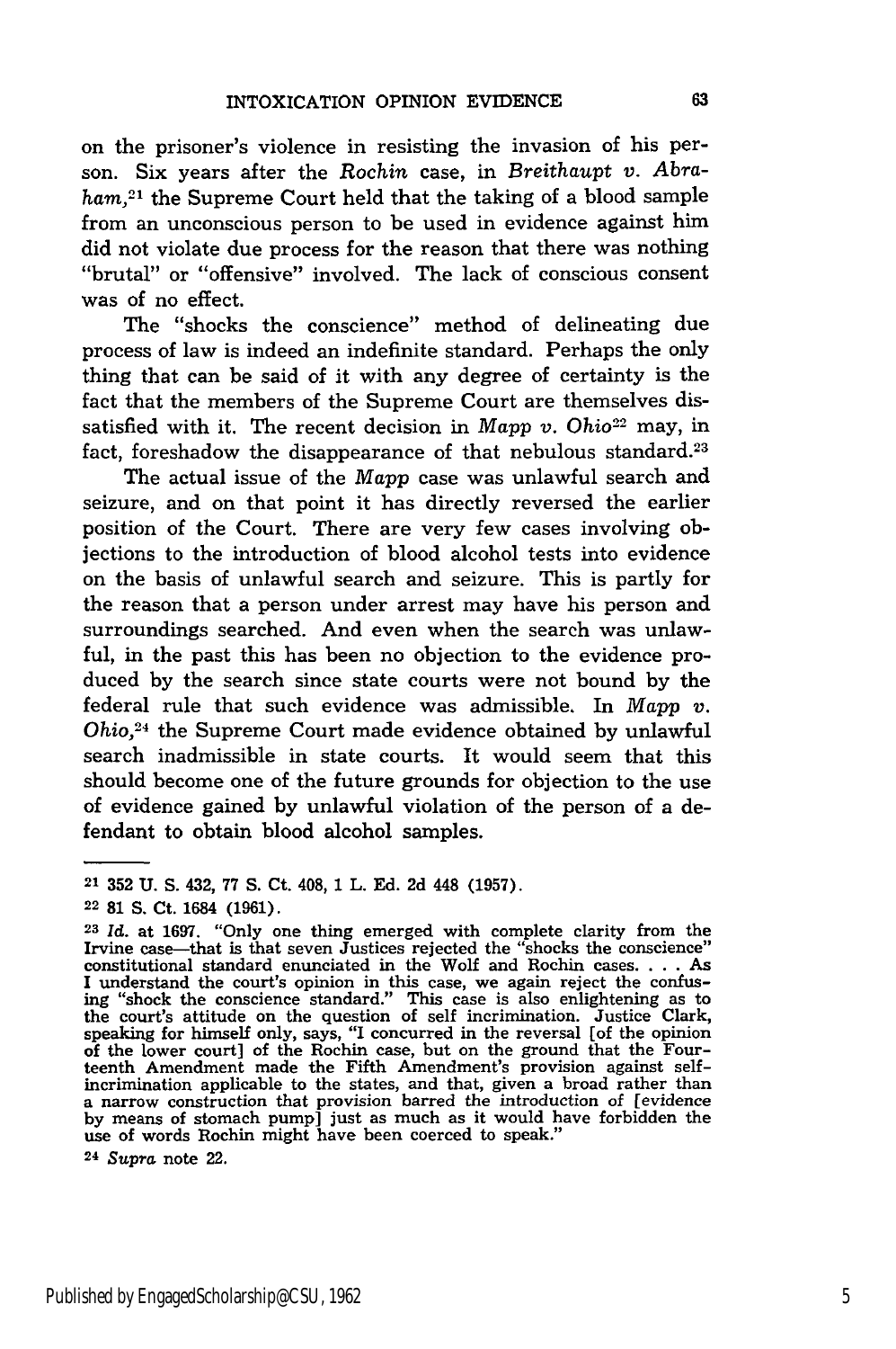on the prisoner's violence in resisting the invasion of his person. Six years after the *Rochin* case, in *Breithaupt v. Abraham*,[21] the Supreme Court held that the taking of a blood sample from an unconscious person to be used in evidence against him did not violate due process for the reason that there was nothing "brutal" or "offensive" involved. The lack of conscious consent was of no effect.

The "shocks the conscience" method of delineating due process of law is indeed an indefinite standard. Perhaps the only thing that can be said of it with any degree of certainty is the fact that the members of the Supreme Court are themselves dissatisfied with it. The recent decision in *Mapp v. Ohio*[22] may, in fact, foreshadow the disappearance of that nebulous standard.[23]

The actual issue of the *Mapp* case was unlawful search and seizure, and on that point it has directly reversed the earlier position of the Court. There are very few cases involving objections to the introduction of blood alcohol tests into evidence on the basis of unlawful search and seizure. This is partly for the reason that a person under arrest may have his person and surroundings searched. And even when the search was unlawful, in the past this has been no objection to the evidence produced by the search since state courts were not bound by the federal rule that such evidence was admissible. In *Mapp v. Ohio*,[24] the Supreme Court made evidence obtained by unlawful search inadmissible in state courts. It would seem that this should become one of the future grounds for objection to the use of evidence gained by unlawful violation of the person of a defendant to obtain blood alcohol samples.

---

[21] 352 U. S. 432, 77 S. Ct. 408, 1 L. Ed. 2d 448 (1957).

[22] 81 S. Ct. 1684 (1961).

[23] *Id.* at 1697. "Only one thing emerged with complete clarity from the Irvine case—that is that seven Justices rejected the "shocks the conscience" constitutional standard enunciated in the Wolf and Rochin cases. . . . As I understand the court's opinion in this case, we again reject the confusing "shock the conscience standard." This case is also enlightening as to the court's attitude on the question of self incrimination. Justice Clark, speaking for himself only, says, "I concurred in the reversal [of the opinion of the lower court] of the Rochin case, but on the ground that the Fourteenth Amendment made the Fifth Amendment's provision against self-incrimination applicable to the states, and that, given a broad rather than a narrow construction that provision barred the introduction of [evidence by means of stomach pump] just as much as it would have forbidden the use of words Rochin might have been coerced to speak."

[24] *Supra* note 22.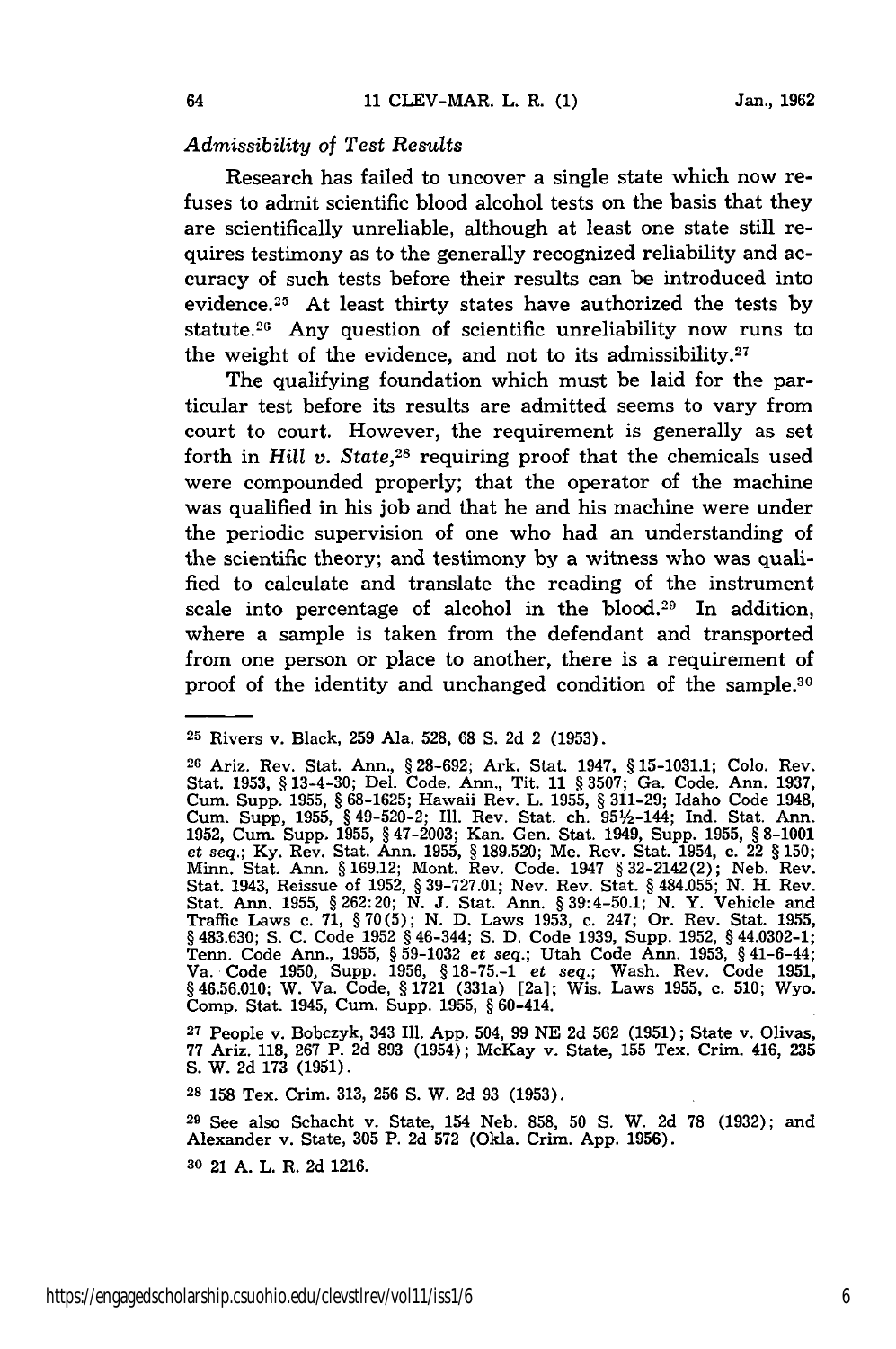### *Admissibility of Test Results*

Research has failed to uncover a single state which now refuses to admit scientific blood alcohol tests on the basis that they are scientifically unreliable, although at least one state still requires testimony as to the generally recognized reliability and accuracy of such tests before their results can be introduced into evidence.[25] At least thirty states have authorized the tests by statute.[26] Any question of scientific unreliability now runs to the weight of the evidence, and not to its admissibility.[27]

The qualifying foundation which must be laid for the particular test before its results are admitted seems to vary from court to court. However, the requirement is generally as set forth in *Hill v. State*,[28] requiring proof that the chemicals used were compounded properly; that the operator of the machine was qualified in his job and that he and his machine were under the periodic supervision of one who had an understanding of the scientific theory; and testimony by a witness who was qualified to calculate and translate the reading of the instrument scale into percentage of alcohol in the blood.[29] In addition, where a sample is taken from the defendant and transported from one person or place to another, there is a requirement of proof of the identity and unchanged condition of the sample.[30]

---

[25] Rivers v. Black, 259 Ala. 528, 68 S. 2d 2 (1953).

[26] Ariz. Rev. Stat. Ann., § 28-692; Ark. Stat. 1947, § 15-1031.1; Colo. Rev. Stat. 1953, § 13-4-30; Del. Code. Ann., Tit. 11 § 3507; Ga. Code. Ann. 1937, Cum. Supp. 1955, § 68-1625; Hawaii Rev. L. 1955, § 311-29; Idaho Code 1948, Cum. Supp, 1955, § 49-520-2; Ill. Rev. Stat. ch. 95½-144; Ind. Stat. Ann. 1952, Cum. Supp. 1955, § 47-2003; Kan. Gen. Stat. 1949, Supp. 1955, § 8-1001 *et seq.*; Ky. Rev. Stat. Ann. 1955, § 189.520; Me. Rev. Stat. 1954, c. 22 § 150; Minn. Stat. Ann. § 169.12; Mont. Rev. Code. 1947 § 32-2142(2); Neb. Rev. Stat. 1943, Reissue of 1952, § 39-727.01; Nev. Rev. Stat. § 484.055; N. H. Rev. Stat. Ann. 1955, § 262:20; N. J. Stat. Ann. § 39:4-50.1; N. Y. Vehicle and Traffic Laws c. 71, § 70(5); N. D. Laws 1953, c. 247; Or. Rev. Stat. 1955, § 483.630; S. C. Code 1952 § 46-344; S. D. Code 1939, Supp. 1952, § 44.0302-1; Tenn. Code Ann., 1955, § 59-1032 *et seq.*; Utah Code Ann. 1953, § 41-6-44; Va. Code 1950, Supp. 1956, § 18-75.-1 *et seq.*; Wash. Rev. Code 1951, § 46.56.010; W. Va. Code, § 1721 (331a) [2a]; Wis. Laws 1955, c. 510; Wyo. Comp. Stat. 1945, Cum. Supp. 1955, § 60-414.

[27] People v. Bobczyk, 343 Ill. App. 504, 99 NE 2d 562 (1951); State v. Olivas, 77 Ariz. 118, 267 P. 2d 893 (1954); McKay v. State, 155 Tex. Crim. 416, 235 S. W. 2d 173 (1951).

[28] 158 Tex. Crim. 313, 256 S. W. 2d 93 (1953).

[29] See also Schacht v. State, 154 Neb. 858, 50 S. W. 2d 78 (1932); and Alexander v. State, 305 P. 2d 572 (Okla. Crim. App. 1956).

[30] 21 A. L. R. 2d 1216.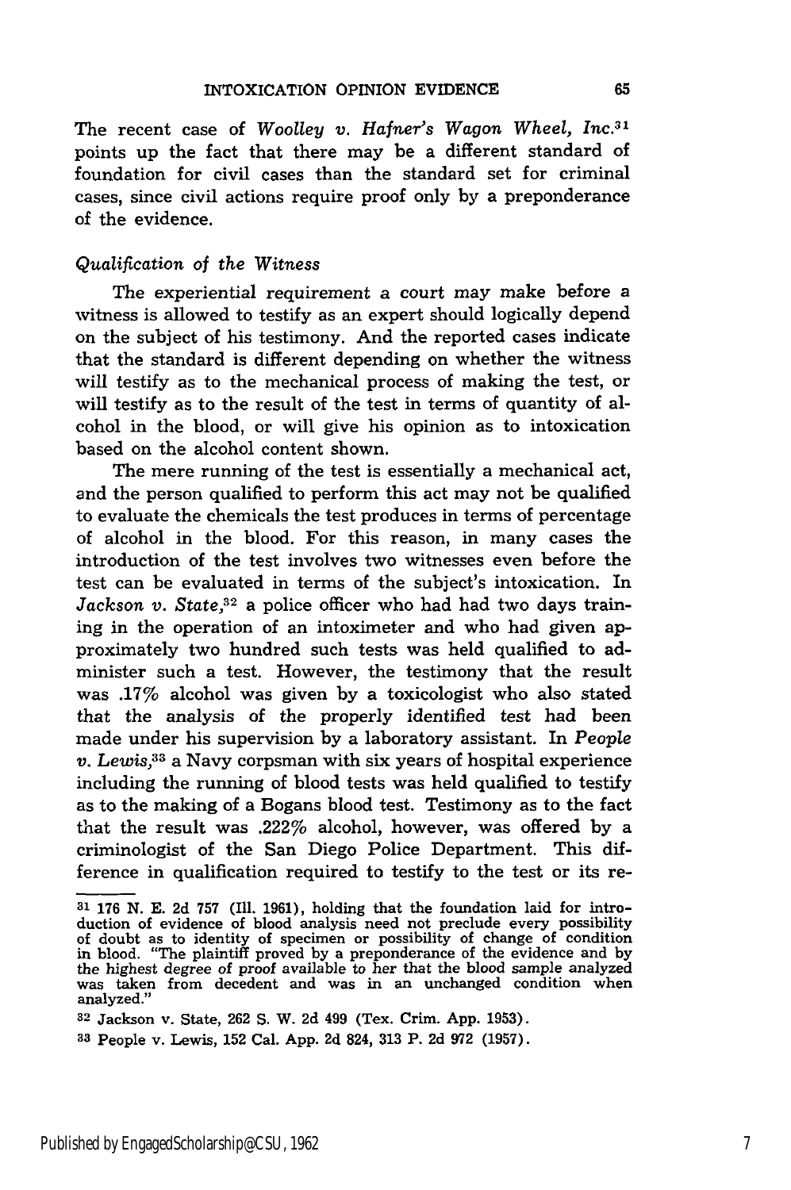The recent case of *Woolley v. Hafner's Wagon Wheel, Inc.*[31] points up the fact that there may be a different standard of foundation for civil cases than the standard set for criminal cases, since civil actions require proof only by a preponderance of the evidence.

### *Qualification of the Witness*

The experiential requirement a court may make before a witness is allowed to testify as an expert should logically depend on the subject of his testimony. And the reported cases indicate that the standard is different depending on whether the witness will testify as to the mechanical process of making the test, or will testify as to the result of the test in terms of quantity of alcohol in the blood, or will give his opinion as to intoxication based on the alcohol content shown.

The mere running of the test is essentially a mechanical act, and the person qualified to perform this act may not be qualified to evaluate the chemicals the test produces in terms of percentage of alcohol in the blood. For this reason, in many cases the introduction of the test involves two witnesses even before the test can be evaluated in terms of the subject's intoxication. In *Jackson v. State*,[32] a police officer who had had two days training in the operation of an intoximeter and who had given approximately two hundred such tests was held qualified to administer such a test. However, the testimony that the result was .17% alcohol was given by a toxicologist who also stated that the analysis of the properly identified test had been made under his supervision by a laboratory assistant. In *People v. Lewis*,[33] a Navy corpsman with six years of hospital experience including the running of blood tests was held qualified to testify as to the making of a Bogans blood test. Testimony as to the fact that the result was .222% alcohol, however, was offered by a criminologist of the San Diego Police Department. This difference in qualification required to testify to the test or its re-

---

[31] 176 N. E. 2d 757 (Ill. 1961), holding that the foundation laid for introduction of evidence of blood analysis need not preclude every possibility of doubt as to identity of specimen or possibility of change of condition in blood. "The plaintiff proved by a preponderance of the evidence and by the highest degree of proof available to her that the blood sample analyzed was taken from decedent and was in an unchanged condition when analyzed."

[32] Jackson v. State, 262 S. W. 2d 499 (Tex. Crim. App. 1953).

[33] People v. Lewis, 152 Cal. App. 2d 824, 313 P. 2d 972 (1957).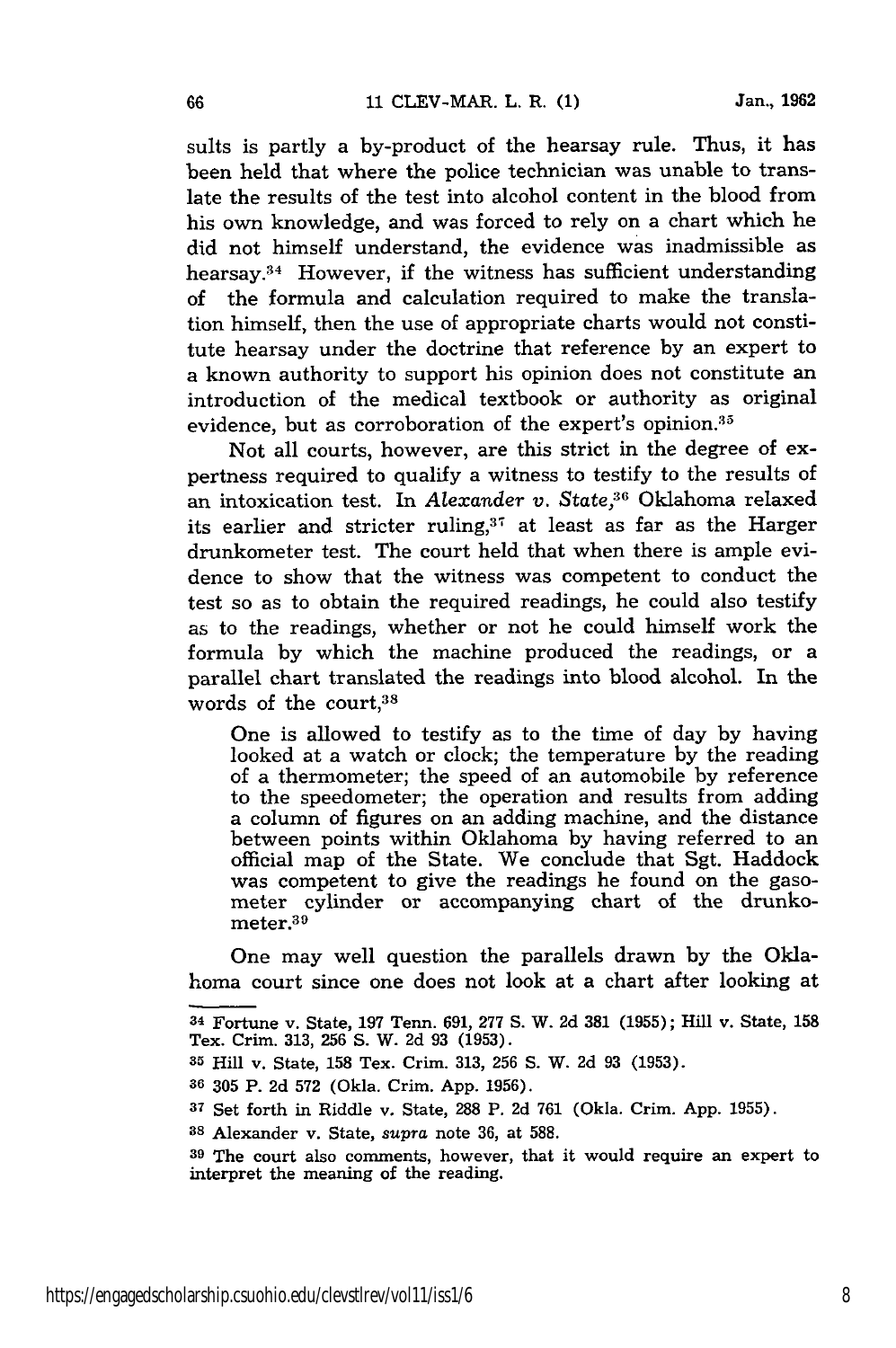sults is partly a by-product of the hearsay rule. Thus, it has been held that where the police technician was unable to translate the results of the test into alcohol content in the blood from his own knowledge, and was forced to rely on a chart which he did not himself understand, the evidence was inadmissible as hearsay.[34] However, if the witness has sufficient understanding of the formula and calculation required to make the translation himself, then the use of appropriate charts would not constitute hearsay under the doctrine that reference by an expert to a known authority to support his opinion does not constitute an introduction of the medical textbook or authority as original evidence, but as corroboration of the expert's opinion.[35]

Not all courts, however, are this strict in the degree of expertness required to qualify a witness to testify to the results of an intoxication test. In *Alexander v. State*,[36] Oklahoma relaxed its earlier and stricter ruling,[37] at least as far as the Harger drunkometer test. The court held that when there is ample evidence to show that the witness was competent to conduct the test so as to obtain the required readings, he could also testify as to the readings, whether or not he could himself work the formula by which the machine produced the readings, or a parallel chart translated the readings into blood alcohol. In the words of the court,[38]

> One is allowed to testify as to the time of day by having looked at a watch or clock; the temperature by the reading of a thermometer; the speed of an automobile by reference to the speedometer; the operation and results from adding a column of figures on an adding machine, and the distance between points within Oklahoma by having referred to an official map of the State. We conclude that Sgt. Haddock was competent to give the readings he found on the gasometer cylinder or accompanying chart of the drunkometer.[39]

One may well question the parallels drawn by the Oklahoma court since one does not look at a chart after looking at

---

[34] Fortune v. State, 197 Tenn. 691, 277 S. W. 2d 381 (1955); Hill v. State, 158 Tex. Crim. 313, 256 S. W. 2d 93 (1953).

[35] Hill v. State, 158 Tex. Crim. 313, 256 S. W. 2d 93 (1953).

[36] 305 P. 2d 572 (Okla. Crim. App. 1956).

[37] Set forth in Riddle v. State, 288 P. 2d 761 (Okla. Crim. App. 1955).

[38] Alexander v. State, *supra* note 36, at 588.

[39] The court also comments, however, that it would require an expert to interpret the meaning of the reading.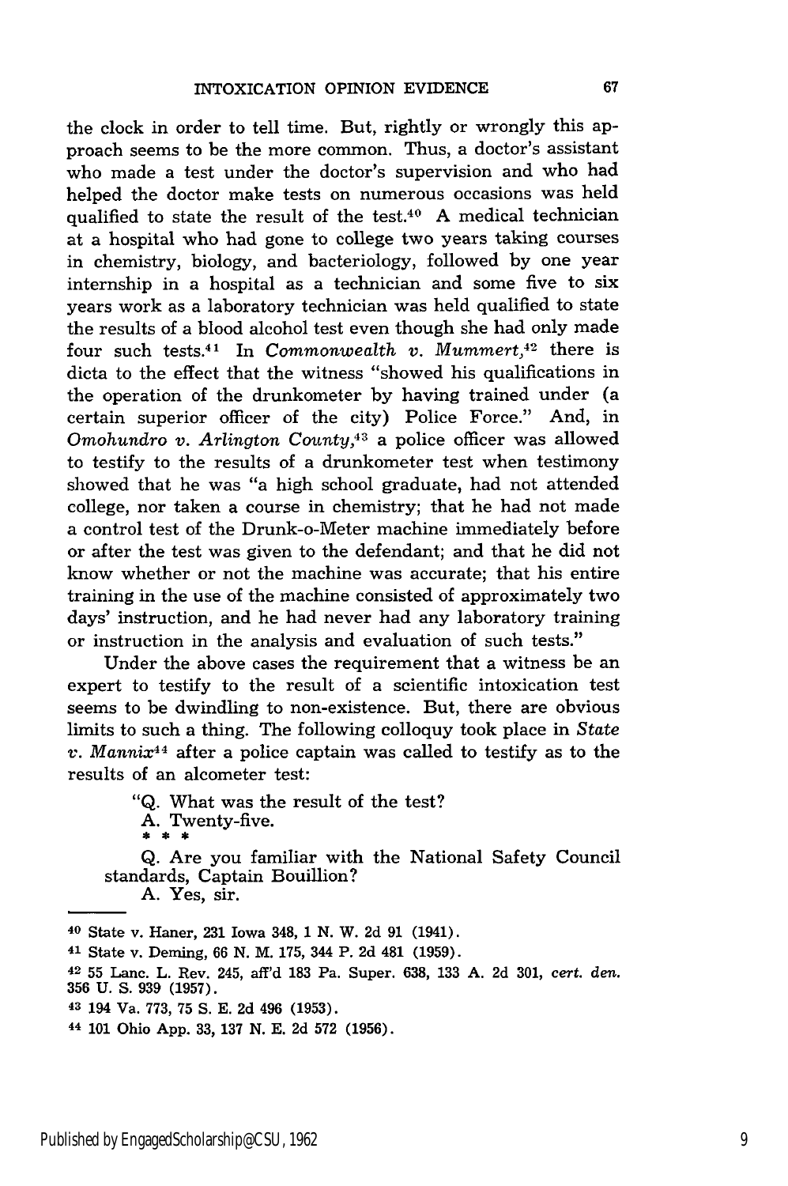the clock in order to tell time. But, rightly or wrongly this approach seems to be the more common. Thus, a doctor's assistant who made a test under the doctor's supervision and who had helped the doctor make tests on numerous occasions was held qualified to state the result of the test.[40] A medical technician at a hospital who had gone to college two years taking courses in chemistry, biology, and bacteriology, followed by one year internship in a hospital as a technician and some five to six years work as a laboratory technician was held qualified to state the results of a blood alcohol test even though she had only made four such tests.[41] In *Commonwealth v. Mummert*,[42] there is dicta to the effect that the witness "showed his qualifications in the operation of the drunkometer by having trained under (a certain superior officer of the city) Police Force." And, in *Omohundro v. Arlington County*,[43] a police officer was allowed to testify to the results of a drunkometer test when testimony showed that he was "a high school graduate, had not attended college, nor taken a course in chemistry; that he had not made a control test of the Drunk-o-Meter machine immediately before or after the test was given to the defendant; and that he did not know whether or not the machine was accurate; that his entire training in the use of the machine consisted of approximately two days' instruction, and he had never had any laboratory training or instruction in the analysis and evaluation of such tests."

Under the above cases the requirement that a witness be an expert to testify to the result of a scientific intoxication test seems to be dwindling to non-existence. But, there are obvious limits to such a thing. The following colloquy took place in *State v. Mannix*[44] after a police captain was called to testify as to the results of an alcometer test:

> "Q. What was the result of the test?
> A. Twenty-five.
> \* \* \*
> Q. Are you familiar with the National Safety Council standards, Captain Bouillion?
> A. Yes, sir.

---

[40] State v. Haner, 231 Iowa 348, 1 N. W. 2d 91 (1941).

[41] State v. Deming, 66 N. M. 175, 344 P. 2d 481 (1959).

[42] 55 Lanc. L. Rev. 245, aff'd 183 Pa. Super. 638, 133 A. 2d 301, *cert. den.* 356 U. S. 939 (1957).

[43] 194 Va. 773, 75 S. E. 2d 496 (1953).

[44] 101 Ohio App. 33, 137 N. E. 2d 572 (1956).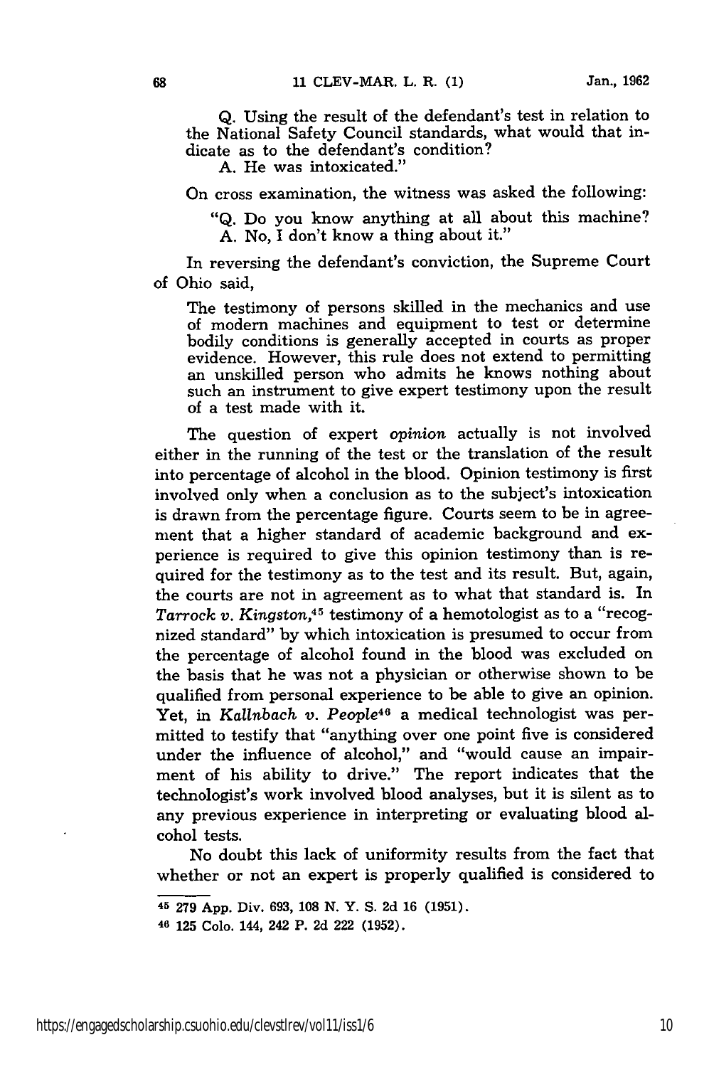Q. Using the result of the defendant's test in relation to the National Safety Council standards, what would that indicate as to the defendant's condition?

A. He was intoxicated."

On cross examination, the witness was asked the following:

"Q. Do you know anything at all about this machine?

A. No, I don't know a thing about it."

In reversing the defendant's conviction, the Supreme Court of Ohio said,

> The testimony of persons skilled in the mechanics and use of modern machines and equipment to test or determine bodily conditions is generally accepted in courts as proper evidence. However, this rule does not extend to permitting an unskilled person who admits he knows nothing about such an instrument to give expert testimony upon the result of a test made with it.

The question of expert *opinion* actually is not involved either in the running of the test or the translation of the result into percentage of alcohol in the blood. Opinion testimony is first involved only when a conclusion as to the subject's intoxication is drawn from the percentage figure. Courts seem to be in agreement that a higher standard of academic background and experience is required to give this opinion testimony than is required for the testimony as to the test and its result. But, again, the courts are not in agreement as to what that standard is. In *Tarrock v. Kingston*,[45] testimony of a hemotologist as to a "recognized standard" by which intoxication is presumed to occur from the percentage of alcohol found in the blood was excluded on the basis that he was not a physician or otherwise shown to be qualified from personal experience to be able to give an opinion. Yet, in *Kallnbach v. People*[46] a medical technologist was permitted to testify that "anything over one point five is considered under the influence of alcohol," and "would cause an impairment of his ability to drive." The report indicates that the technologist's work involved blood analyses, but it is silent as to any previous experience in interpreting or evaluating blood alcohol tests.

No doubt this lack of uniformity results from the fact that whether or not an expert is properly qualified is considered to

---

[45] 279 App. Div. 693, 108 N. Y. S. 2d 16 (1951).

[46] 125 Colo. 144, 242 P. 2d 222 (1952).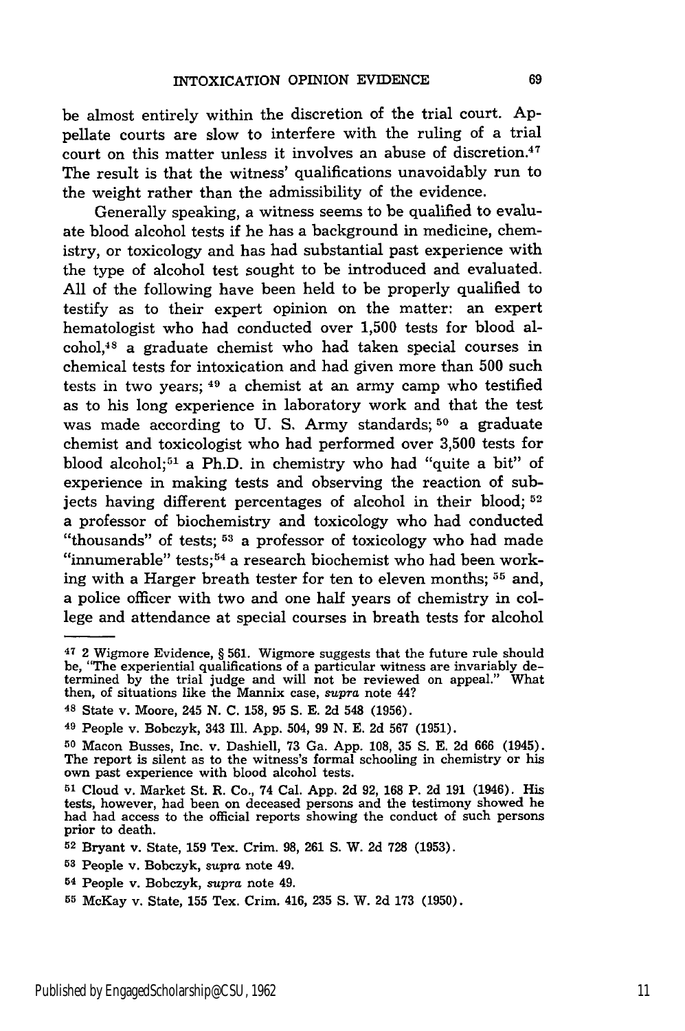be almost entirely within the discretion of the trial court. Appellate courts are slow to interfere with the ruling of a trial court on this matter unless it involves an abuse of discretion.[47] The result is that the witness' qualifications unavoidably run to the weight rather than the admissibility of the evidence.

Generally speaking, a witness seems to be qualified to evaluate blood alcohol tests if he has a background in medicine, chemistry, or toxicology and has had substantial past experience with the type of alcohol test sought to be introduced and evaluated. All of the following have been held to be properly qualified to testify as to their expert opinion on the matter: an expert hematologist who had conducted over 1,500 tests for blood alcohol,[48] a graduate chemist who had taken special courses in chemical tests for intoxication and had given more than 500 such tests in two years; [49] a chemist at an army camp who testified as to his long experience in laboratory work and that the test was made according to U. S. Army standards; [50] a graduate chemist and toxicologist who had performed over 3,500 tests for blood alcohol;[51] a Ph.D. in chemistry who had "quite a bit" of experience in making tests and observing the reaction of subjects having different percentages of alcohol in their blood; [52] a professor of biochemistry and toxicology who had conducted "thousands" of tests; [53] a professor of toxicology who had made "innumerable" tests;[54] a research biochemist who had been working with a Harger breath tester for ten to eleven months; [55] and, a police officer with two and one half years of chemistry in college and attendance at special courses in breath tests for alcohol

---

[47] 2 Wigmore Evidence, § 561. Wigmore suggests that the future rule should be, "The experiential qualifications of a particular witness are invariably determined by the trial judge and will not be reviewed on appeal." What then, of situations like the Mannix case, *supra* note 44?

[48] State v. Moore, 245 N. C. 158, 95 S. E. 2d 548 (1956).

[49] People v. Bobczyk, 343 Ill. App. 504, 99 N. E. 2d 567 (1951).

[50] Macon Busses, Inc. v. Dashiell, 73 Ga. App. 108, 35 S. E. 2d 666 (1945). The report is silent as to the witness's formal schooling in chemistry or his own past experience with blood alcohol tests.

[51] Cloud v. Market St. R. Co., 74 Cal. App. 2d 92, 168 P. 2d 191 (1946). His tests, however, had been on deceased persons and the testimony showed he had had access to the official reports showing the conduct of such persons prior to death.

[52] Bryant v. State, 159 Tex. Crim. 98, 261 S. W. 2d 728 (1953).

[53] People v. Bobczyk, *supra* note 49.

[54] People v. Bobczyk, *supra* note 49.

[55] McKay v. State, 155 Tex. Crim. 416, 235 S. W. 2d 173 (1950).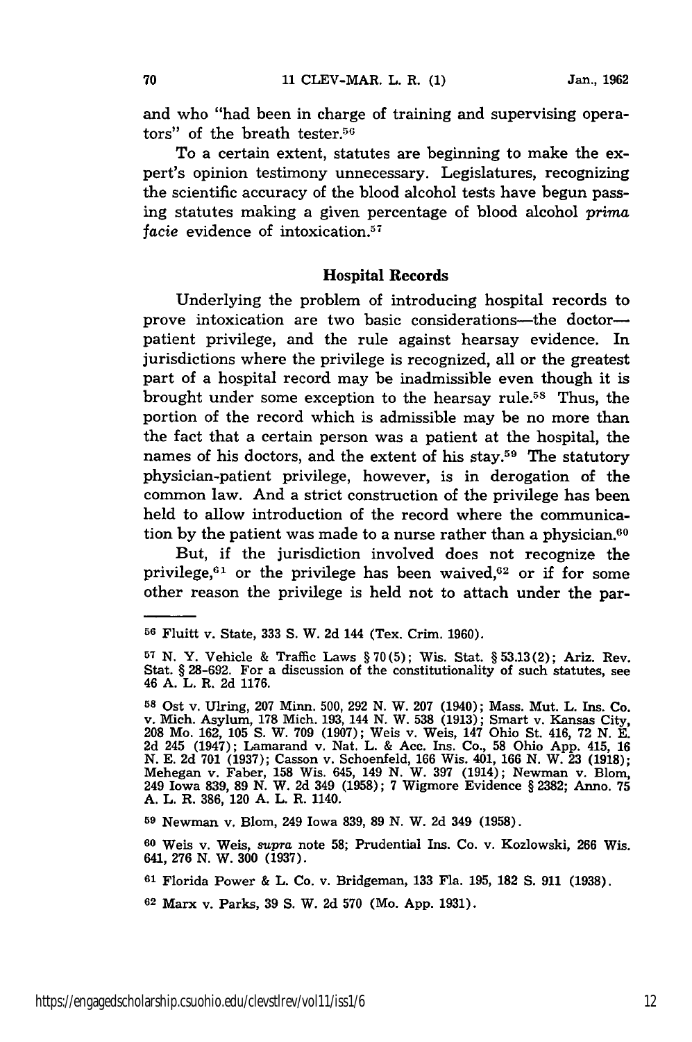and who "had been in charge of training and supervising operators" of the breath tester.[56]

To a certain extent, statutes are beginning to make the expert's opinion testimony unnecessary. Legislatures, recognizing the scientific accuracy of the blood alcohol tests have begun passing statutes making a given percentage of blood alcohol *prima facie* evidence of intoxication.[57]

### Hospital Records

Underlying the problem of introducing hospital records to prove intoxication are two basic considerations—the doctor—patient privilege, and the rule against hearsay evidence. In jurisdictions where the privilege is recognized, all or the greatest part of a hospital record may be inadmissible even though it is brought under some exception to the hearsay rule.[58] Thus, the portion of the record which is admissible may be no more than the fact that a certain person was a patient at the hospital, the names of his doctors, and the extent of his stay.[59] The statutory physician-patient privilege, however, is in derogation of the common law. And a strict construction of the privilege has been held to allow introduction of the record where the communication by the patient was made to a nurse rather than a physician.[60]

But, if the jurisdiction involved does not recognize the privilege,[61] or the privilege has been waived,[62] or if for some other reason the privilege is held not to attach under the par-

---

[56] Fluitt v. State, 333 S. W. 2d 144 (Tex. Crim. 1960).

[57] N. Y. Vehicle & Traffic Laws § 70(5); Wis. Stat. § 53.13(2); Ariz. Rev. Stat. § 28-692. For a discussion of the constitutionality of such statutes, see 46 A. L. R. 2d 1176.

[58] Ost v. Ulring, 207 Minn. 500, 292 N. W. 207 (1940); Mass. Mut. L. Ins. Co. v. Mich. Asylum, 178 Mich. 193, 144 N. W. 538 (1913); Smart v. Kansas City, 208 Mo. 162, 105 S. W. 709 (1907); Weis v. Weis, 147 Ohio St. 416, 72 N. E. 2d 245 (1947); Lamarand v. Nat. L. & Acc. Ins. Co., 58 Ohio App. 415, 16 N. E. 2d 701 (1937); Casson v. Schoenfeld, 166 Wis. 401, 166 N. W. 23 (1918); Mehegan v. Faber, 158 Wis. 645, 149 N. W. 397 (1914); Newman v. Blom, 249 Iowa 839, 89 N. W. 2d 349 (1958); 7 Wigmore Evidence § 2382; Anno. 75 A. L. R. 386, 120 A. L. R. 1140.

[59] Newman v. Blom, 249 Iowa 839, 89 N. W. 2d 349 (1958).

[60] Weis v. Weis, *supra* note 58; Prudential Ins. Co. v. Kozlowski, 266 Wis. 641, 276 N. W. 300 (1937).

[61] Florida Power & L. Co. v. Bridgeman, 133 Fla. 195, 182 S. 911 (1938).

[62] Marx v. Parks, 39 S. W. 2d 570 (Mo. App. 1931).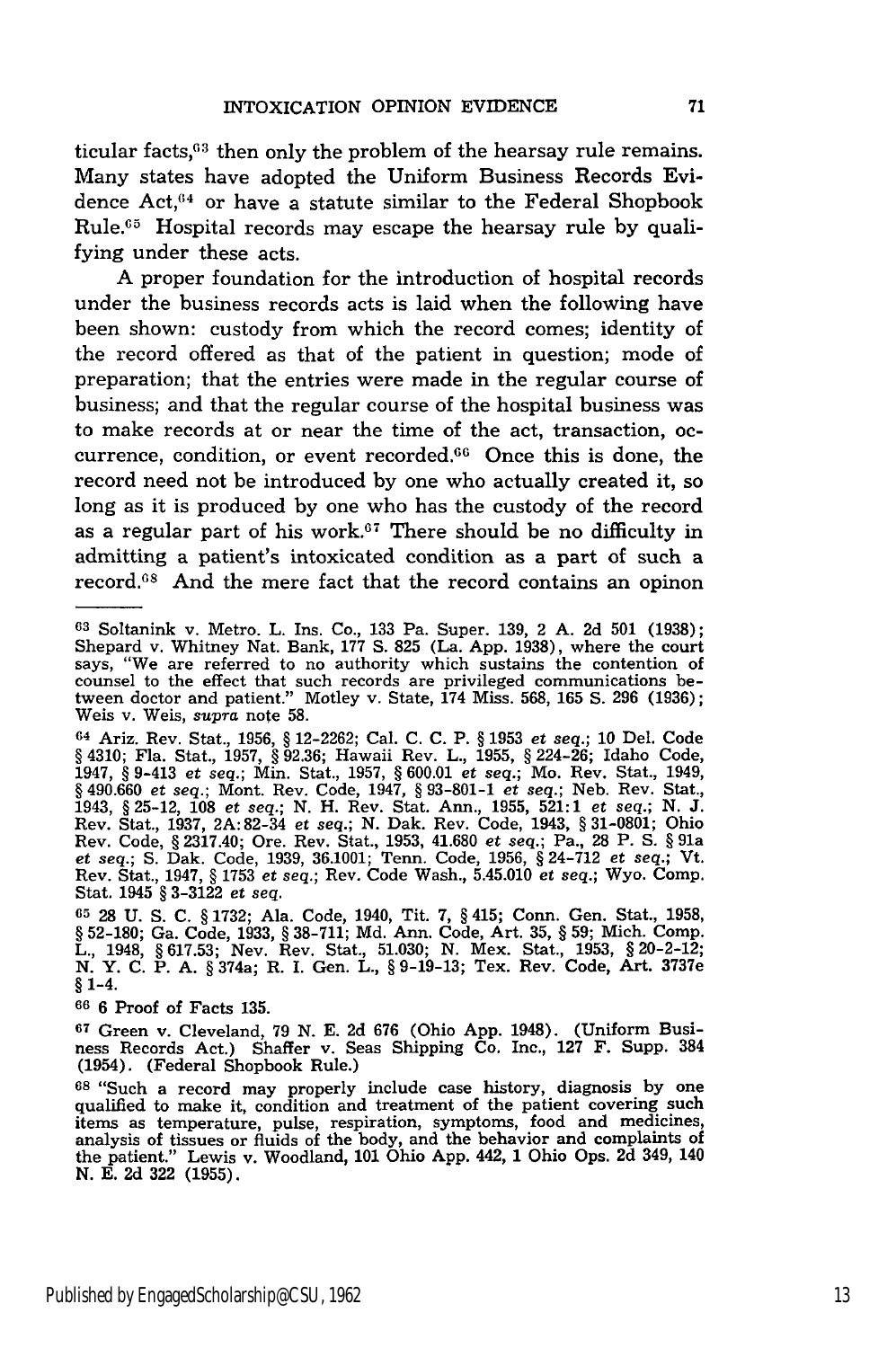ticular facts,[63] then only the problem of the hearsay rule remains. Many states have adopted the Uniform Business Records Evidence Act,[64] or have a statute similar to the Federal Shopbook Rule.[65] Hospital records may escape the hearsay rule by qualifying under these acts.

A proper foundation for the introduction of hospital records under the business records acts is laid when the following have been shown: custody from which the record comes; identity of the record offered as that of the patient in question; mode of preparation; that the entries were made in the regular course of business; and that the regular course of the hospital business was to make records at or near the time of the act, transaction, occurrence, condition, or event recorded.[66] Once this is done, the record need not be introduced by one who actually created it, so long as it is produced by one who has the custody of the record as a regular part of his work.[67] There should be no difficulty in admitting a patient's intoxicated condition as a part of such a record.[68] And the mere fact that the record contains an opinon

---

[63] Soltanink v. Metro. L. Ins. Co., 133 Pa. Super. 139, 2 A. 2d 501 (1938); Shepard v. Whitney Nat. Bank, 177 S. 825 (La. App. 1938), where the court says, "We are referred to no authority which sustains the contention of counsel to the effect that such records are privileged communications between doctor and patient." Motley v. State, 174 Miss. 568, 165 S. 296 (1936); Weis v. Weis, *supra* note 58.

[64] Ariz. Rev. Stat., 1956, § 12-2262; Cal. C. C. P. § 1953 *et seq.*; 10 Del. Code § 4310; Fla. Stat., 1957, § 92.36; Hawaii Rev. L., 1955, § 224-26; Idaho Code, 1947, § 9-413 *et seq.*; Min. Stat., 1957, § 600.01 *et seq.*; Mo. Rev. Stat., 1949, § 490.660 *et seq.*; Mont. Rev. Code, 1947, § 93-801-1 *et seq.*; Neb. Rev. Stat., 1943, § 25-12, 108 *et seq.*; N. H. Rev. Stat. Ann., 1955, 521:1 *et seq.*; N. J. Rev. Stat., 1937, 2A:82-34 *et seq.*; N. Dak. Rev. Code, 1943, § 31-0801; Ohio Rev. Code, § 2317.40; Ore. Rev. Stat., 1953, 41.680 *et seq.*; Pa., 28 P. S. § 91a *et seq.*; S. Dak. Code, 1939, 36.1001; Tenn. Code, 1956, § 24-712 *et seq.*; Vt. Rev. Stat., 1947, § 1753 *et seq.*; Rev. Code Wash., 5.45.010 *et seq.*; Wyo. Comp. Stat. 1945 § 3-3122 *et seq.*

[65] 28 U. S. C. § 1732; Ala. Code, 1940, Tit. 7, § 415; Conn. Gen. Stat., 1958, § 52-180; Ga. Code, 1933, § 38-711; Md. Ann. Code, Art. 35, § 59; Mich. Comp. L., 1948, § 617.53; Nev. Rev. Stat., 51.030; N. Mex. Stat., 1953, § 20-2-12; N. Y. C. P. A. § 374a; R. I. Gen. L., § 9-19-13; Tex. Rev. Code, Art. 3737e § 1-4.

[66] 6 Proof of Facts 135.

[67] Green v. Cleveland, 79 N. E. 2d 676 (Ohio App. 1948). (Uniform Business Records Act.) Shaffer v. Seas Shipping Co. Inc., 127 F. Supp. 384 (1954). (Federal Shopbook Rule.)

[68] "Such a record may properly include case history, diagnosis by one qualified to make it, condition and treatment of the patient covering such items as temperature, pulse, respiration, symptoms, food and medicines, analysis of tissues or fluids of the body, and the behavior and complaints of the patient." Lewis v. Woodland, 101 Ohio App. 442, 1 Ohio Ops. 2d 349, 140 N. E. 2d 322 (1955).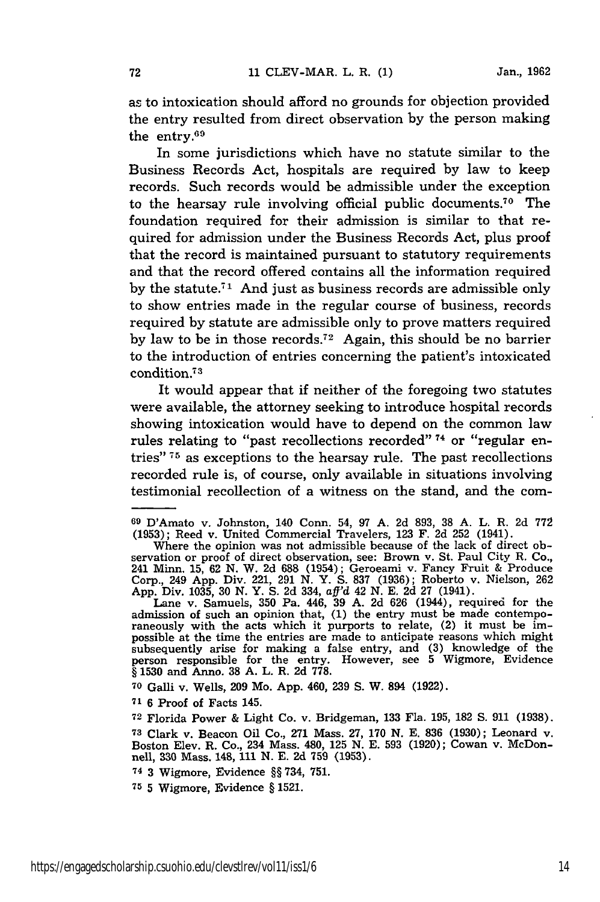as to intoxication should afford no grounds for objection provided the entry resulted from direct observation by the person making the entry.[69]

In some jurisdictions which have no statute similar to the Business Records Act, hospitals are required by law to keep records. Such records would be admissible under the exception to the hearsay rule involving official public documents.[70] The foundation required for their admission is similar to that required for admission under the Business Records Act, plus proof that the record is maintained pursuant to statutory requirements and that the record offered contains all the information required by the statute.[71] And just as business records are admissible only to show entries made in the regular course of business, records required by statute are admissible only to prove matters required by law to be in those records.[72] Again, this should be no barrier to the introduction of entries concerning the patient's intoxicated condition.[73]

It would appear that if neither of the foregoing two statutes were available, the attorney seeking to introduce hospital records showing intoxication would have to depend on the common law rules relating to "past recollections recorded"[74] or "regular entries"[75] as exceptions to the hearsay rule. The past recollections recorded rule is, of course, only available in situations involving testimonial recollection of a witness on the stand, and the com-

---

[69] D'Amato v. Johnston, 140 Conn. 54, 97 A. 2d 893, 38 A. L. R. 2d 772 (1953); Reed v. United Commercial Travelers, 123 F. 2d 252 (1941).

Where the opinion was not admissible because of the lack of direct observation or proof of direct observation, see: Brown v. St. Paul City R. Co., 241 Minn. 15, 62 N. W. 2d 688 (1954); Geroeami v. Fancy Fruit & Produce Corp., 249 App. Div. 221, 291 N. Y. S. 837 (1936); Roberto v. Nielson, 262 App. Div. 1035, 30 N. Y. S. 2d 334, *aff'd* 42 N. E. 2d 27 (1941).

Lane v. Samuels, 350 Pa. 446, 39 A. 2d 626 (1944), required for the admission of such an opinion that, (1) the entry must be made contemporaneously with the acts which it purports to relate, (2) it must be impossible at the time the entries are made to anticipate reasons which might subsequently arise for making a false entry, and (3) knowledge of the person responsible for the entry. However, see 5 Wigmore, Evidence § 1530 and Anno. 38 A. L. R. 2d 778.

[70] Galli v. Wells, 209 Mo. App. 460, 239 S. W. 894 (1922).

[71] 6 Proof of Facts 145.

[72] Florida Power & Light Co. v. Bridgeman, 133 Fla. 195, 182 S. 911 (1938).

[73] Clark v. Beacon Oil Co., 271 Mass. 27, 170 N. E. 836 (1930); Leonard v. Boston Elev. R. Co., 234 Mass. 480, 125 N. E. 593 (1920); Cowan v. McDonnell, 330 Mass. 148, 111 N. E. 2d 759 (1953).

[74] 3 Wigmore, Evidence §§ 734, 751.

[75] 5 Wigmore, Evidence § 1521.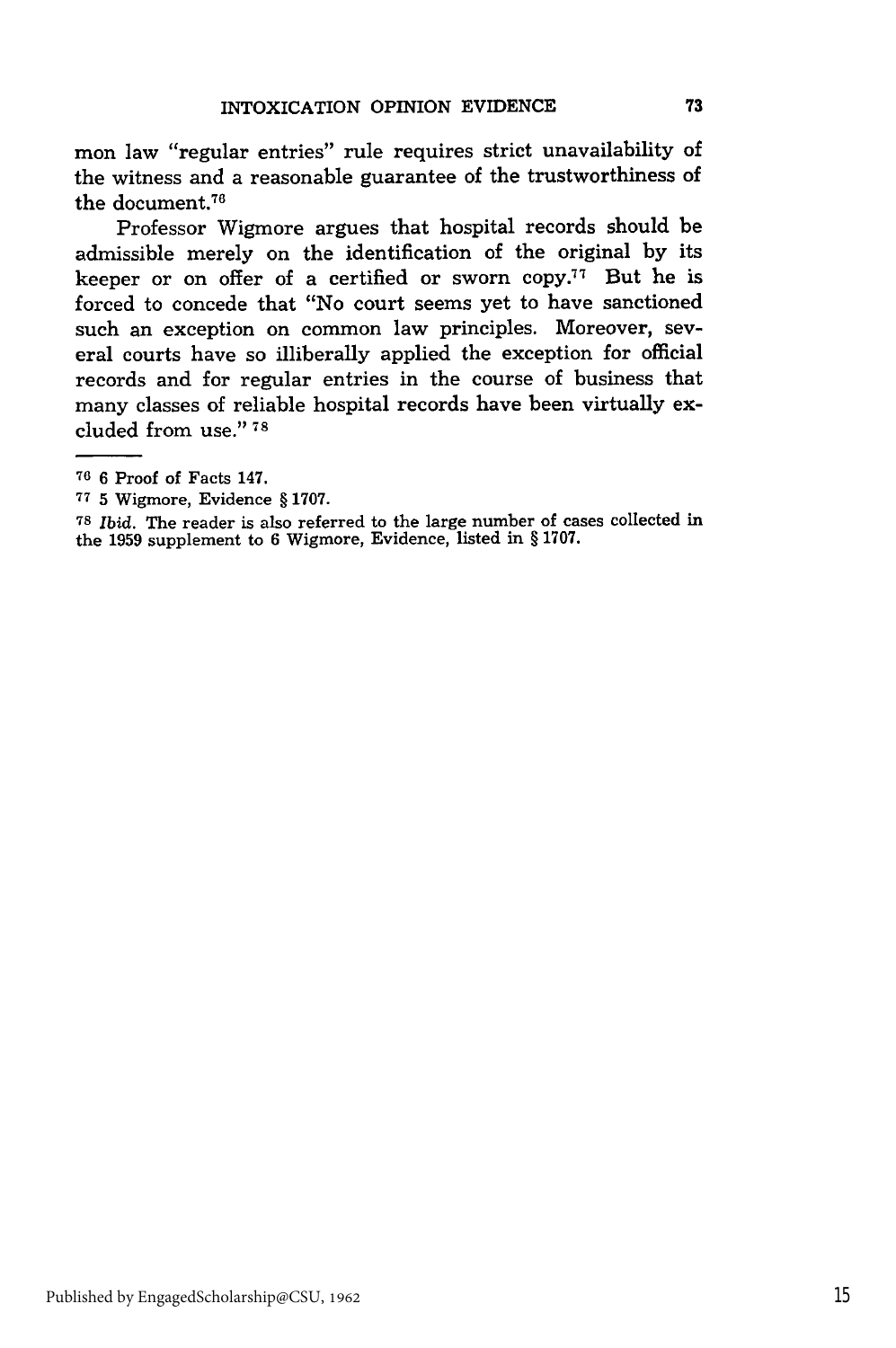mon law "regular entries" rule requires strict unavailability of the witness and a reasonable guarantee of the trustworthiness of the document.[76]

Professor Wigmore argues that hospital records should be admissible merely on the identification of the original by its keeper or on offer of a certified or sworn copy.[77] But he is forced to concede that "No court seems yet to have sanctioned such an exception on common law principles. Moreover, several courts have so illiberally applied the exception for official records and for regular entries in the course of business that many classes of reliable hospital records have been virtually excluded from use."[78]

---

[76] 6 Proof of Facts 147.

[77] 5 Wigmore, Evidence § 1707.

[78] *Ibid.* The reader is also referred to the large number of cases collected in the 1959 supplement to 6 Wigmore, Evidence, listed in § 1707.